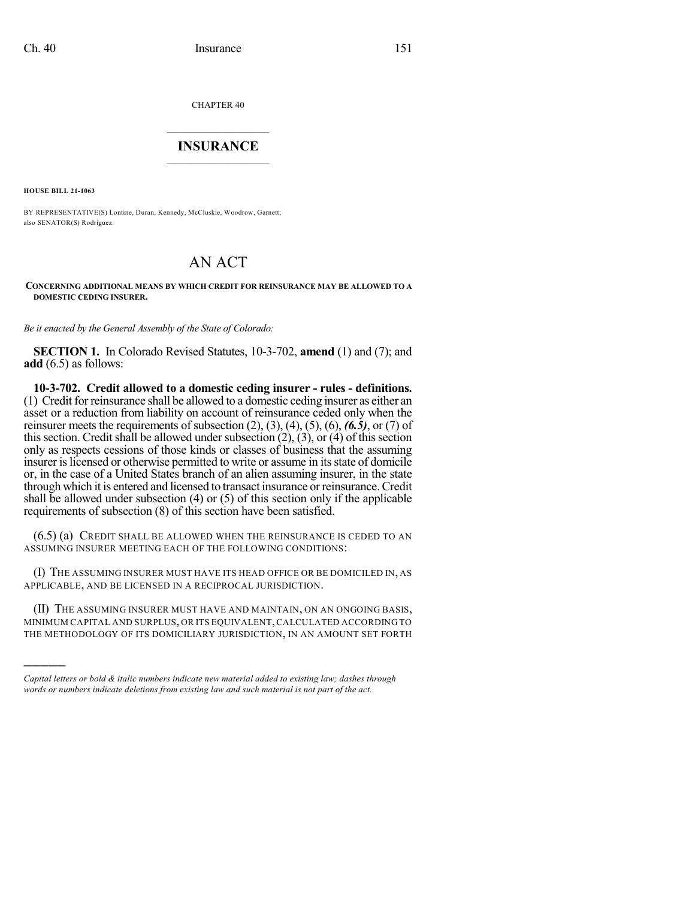CHAPTER 40

# INSURANCE

**HOUSE BILL 21-1063**

BY REPRESENTATIVE(S) Lontine, Duran, Kennedy, McCluskie, Woodrow, Garnett; also SENATOR(S) Rodriguez.

# AN ACT

**CONCERNING ADDITIONAL MEANS BY WHICH CREDIT FOR REINSURANCE MAY BE ALLOWED TO A DOMESTIC CEDING INSURER.**

*Be it enacted by the General Assembly of the State of Colorado:*

**SECTION 1.** In Colorado Revised Statutes, 10-3-702, **amend** (1) and (7); and **add** (6.5) as follows:

**10-3-702. Credit allowed to a domestic ceding insurer - rules - definitions.** (1) Credit for reinsurance shall be allowed to a domestic ceding insurer as either an asset or a reduction from liability on account of reinsurance ceded only when the reinsurer meets the requirements of subsection (2), (3), (4), (5), (6), ***(6.5)***, or (7) of this section. Credit shall be allowed under subsection (2), (3), or (4) of this section only as respects cessions of those kinds or classes of business that the assuming insurer is licensed or otherwise permitted to write or assume in its state of domicile or, in the case of a United States branch of an alien assuming insurer, in the state through which it is entered and licensed to transact insurance or reinsurance. Credit shall be allowed under subsection (4) or (5) of this section only if the applicable requirements of subsection (8) of this section have been satisfied.

(6.5) (a) CREDIT SHALL BE ALLOWED WHEN THE REINSURANCE IS CEDED TO AN ASSUMING INSURER MEETING EACH OF THE FOLLOWING CONDITIONS:

(I) THE ASSUMING INSURER MUST HAVE ITS HEAD OFFICE OR BE DOMICILED IN, AS APPLICABLE, AND BE LICENSED IN A RECIPROCAL JURISDICTION.

(II) THE ASSUMING INSURER MUST HAVE AND MAINTAIN, ON AN ONGOING BASIS, MINIMUM CAPITAL AND SURPLUS, OR ITS EQUIVALENT, CALCULATED ACCORDING TO THE METHODOLOGY OF ITS DOMICILIARY JURISDICTION, IN AN AMOUNT SET FORTH

---

*Capital letters or bold & italic numbers indicate new material added to existing law; dashes through words or numbers indicate deletions from existing law and such material is not part of the act.*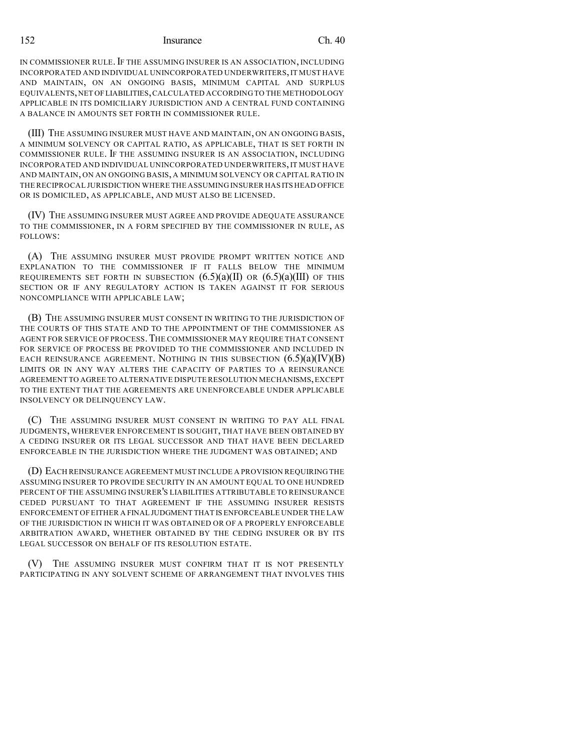IN COMMISSIONER RULE. IF THE ASSUMING INSURER IS AN ASSOCIATION, INCLUDING INCORPORATED AND INDIVIDUAL UNINCORPORATED UNDERWRITERS, IT MUST HAVE AND MAINTAIN, ON AN ONGOING BASIS, MINIMUM CAPITAL AND SURPLUS EQUIVALENTS, NET OF LIABILITIES, CALCULATED ACCORDING TO THE METHODOLOGY APPLICABLE IN ITS DOMICILIARY JURISDICTION AND A CENTRAL FUND CONTAINING A BALANCE IN AMOUNTS SET FORTH IN COMMISSIONER RULE.

(III) THE ASSUMING INSURER MUST HAVE AND MAINTAIN, ON AN ONGOING BASIS, A MINIMUM SOLVENCY OR CAPITAL RATIO, AS APPLICABLE, THAT IS SET FORTH IN COMMISSIONER RULE. IF THE ASSUMING INSURER IS AN ASSOCIATION, INCLUDING INCORPORATED AND INDIVIDUAL UNINCORPORATED UNDERWRITERS, IT MUST HAVE AND MAINTAIN, ON AN ONGOING BASIS, A MINIMUM SOLVENCY OR CAPITAL RATIO IN THE RECIPROCAL JURISDICTION WHERE THE ASSUMING INSURER HAS ITS HEAD OFFICE OR IS DOMICILED, AS APPLICABLE, AND MUST ALSO BE LICENSED.

(IV) THE ASSUMING INSURER MUST AGREE AND PROVIDE ADEQUATE ASSURANCE TO THE COMMISSIONER, IN A FORM SPECIFIED BY THE COMMISSIONER IN RULE, AS FOLLOWS:

(A) THE ASSUMING INSURER MUST PROVIDE PROMPT WRITTEN NOTICE AND EXPLANATION TO THE COMMISSIONER IF IT FALLS BELOW THE MINIMUM REQUIREMENTS SET FORTH IN SUBSECTION (6.5)(a)(II) OR (6.5)(a)(III) OF THIS SECTION OR IF ANY REGULATORY ACTION IS TAKEN AGAINST IT FOR SERIOUS NONCOMPLIANCE WITH APPLICABLE LAW;

(B) THE ASSUMING INSURER MUST CONSENT IN WRITING TO THE JURISDICTION OF THE COURTS OF THIS STATE AND TO THE APPOINTMENT OF THE COMMISSIONER AS AGENT FOR SERVICE OF PROCESS. THE COMMISSIONER MAY REQUIRE THAT CONSENT FOR SERVICE OF PROCESS BE PROVIDED TO THE COMMISSIONER AND INCLUDED IN EACH REINSURANCE AGREEMENT. NOTHING IN THIS SUBSECTION (6.5)(a)(IV)(B) LIMITS OR IN ANY WAY ALTERS THE CAPACITY OF PARTIES TO A REINSURANCE AGREEMENT TO AGREE TO ALTERNATIVE DISPUTE RESOLUTION MECHANISMS, EXCEPT TO THE EXTENT THAT THE AGREEMENTS ARE UNENFORCEABLE UNDER APPLICABLE INSOLVENCY OR DELINQUENCY LAW.

(C) THE ASSUMING INSURER MUST CONSENT IN WRITING TO PAY ALL FINAL JUDGMENTS, WHEREVER ENFORCEMENT IS SOUGHT, THAT HAVE BEEN OBTAINED BY A CEDING INSURER OR ITS LEGAL SUCCESSOR AND THAT HAVE BEEN DECLARED ENFORCEABLE IN THE JURISDICTION WHERE THE JUDGMENT WAS OBTAINED; AND

(D) EACH REINSURANCE AGREEMENT MUST INCLUDE A PROVISION REQUIRING THE ASSUMING INSURER TO PROVIDE SECURITY IN AN AMOUNT EQUAL TO ONE HUNDRED PERCENT OF THE ASSUMING INSURER'S LIABILITIES ATTRIBUTABLE TO REINSURANCE CEDED PURSUANT TO THAT AGREEMENT IF THE ASSUMING INSURER RESISTS ENFORCEMENT OF EITHER A FINAL JUDGMENT THAT IS ENFORCEABLE UNDER THE LAW OF THE JURISDICTION IN WHICH IT WAS OBTAINED OR OF A PROPERLY ENFORCEABLE ARBITRATION AWARD, WHETHER OBTAINED BY THE CEDING INSURER OR BY ITS LEGAL SUCCESSOR ON BEHALF OF ITS RESOLUTION ESTATE.

(V) THE ASSUMING INSURER MUST CONFIRM THAT IT IS NOT PRESENTLY PARTICIPATING IN ANY SOLVENT SCHEME OF ARRANGEMENT THAT INVOLVES THIS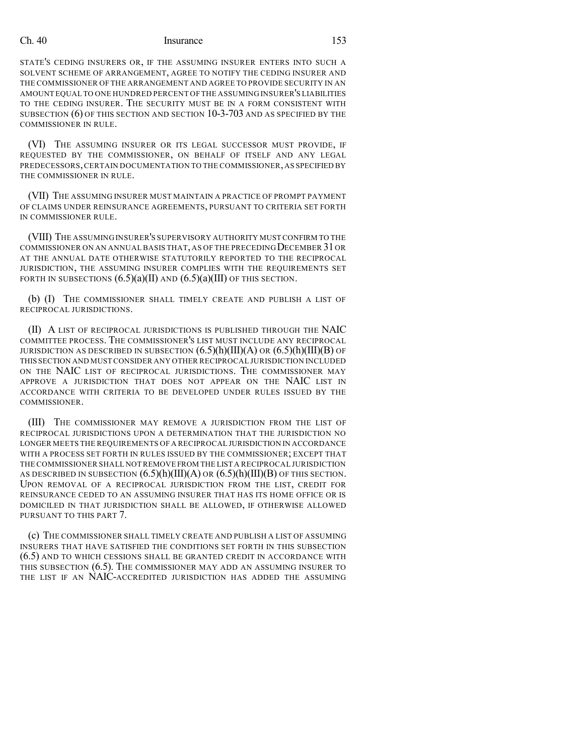STATE'S CEDING INSURERS OR, IF THE ASSUMING INSURER ENTERS INTO SUCH A SOLVENT SCHEME OF ARRANGEMENT, AGREE TO NOTIFY THE CEDING INSURER AND THE COMMISSIONER OF THE ARRANGEMENT AND AGREE TO PROVIDE SECURITY IN AN AMOUNT EQUAL TO ONE HUNDRED PERCENT OF THE ASSUMING INSURER'S LIABILITIES TO THE CEDING INSURER. THE SECURITY MUST BE IN A FORM CONSISTENT WITH SUBSECTION (6) OF THIS SECTION AND SECTION 10-3-703 AND AS SPECIFIED BY THE COMMISSIONER IN RULE.

(VI) THE ASSUMING INSURER OR ITS LEGAL SUCCESSOR MUST PROVIDE, IF REQUESTED BY THE COMMISSIONER, ON BEHALF OF ITSELF AND ANY LEGAL PREDECESSORS, CERTAIN DOCUMENTATION TO THE COMMISSIONER, AS SPECIFIED BY THE COMMISSIONER IN RULE.

(VII) THE ASSUMING INSURER MUST MAINTAIN A PRACTICE OF PROMPT PAYMENT OF CLAIMS UNDER REINSURANCE AGREEMENTS, PURSUANT TO CRITERIA SET FORTH IN COMMISSIONER RULE.

(VIII) THE ASSUMING INSURER'S SUPERVISORY AUTHORITY MUST CONFIRM TO THE COMMISSIONER ON AN ANNUAL BASIS THAT, AS OF THE PRECEDING DECEMBER 31 OR AT THE ANNUAL DATE OTHERWISE STATUTORILY REPORTED TO THE RECIPROCAL JURISDICTION, THE ASSUMING INSURER COMPLIES WITH THE REQUIREMENTS SET FORTH IN SUBSECTIONS (6.5)(a)(II) AND (6.5)(a)(III) OF THIS SECTION.

(b) (I) THE COMMISSIONER SHALL TIMELY CREATE AND PUBLISH A LIST OF RECIPROCAL JURISDICTIONS.

(II) A LIST OF RECIPROCAL JURISDICTIONS IS PUBLISHED THROUGH THE NAIC COMMITTEE PROCESS. THE COMMISSIONER'S LIST MUST INCLUDE ANY RECIPROCAL JURISDICTION AS DESCRIBED IN SUBSECTION (6.5)(h)(III)(A) OR (6.5)(h)(III)(B) OF THIS SECTION AND MUST CONSIDER ANY OTHER RECIPROCAL JURISDICTION INCLUDED ON THE NAIC LIST OF RECIPROCAL JURISDICTIONS. THE COMMISSIONER MAY APPROVE A JURISDICTION THAT DOES NOT APPEAR ON THE NAIC LIST IN ACCORDANCE WITH CRITERIA TO BE DEVELOPED UNDER RULES ISSUED BY THE COMMISSIONER.

(III) THE COMMISSIONER MAY REMOVE A JURISDICTION FROM THE LIST OF RECIPROCAL JURISDICTIONS UPON A DETERMINATION THAT THE JURISDICTION NO LONGER MEETS THE REQUIREMENTS OF A RECIPROCAL JURISDICTION IN ACCORDANCE WITH A PROCESS SET FORTH IN RULES ISSUED BY THE COMMISSIONER; EXCEPT THAT THE COMMISSIONER SHALL NOT REMOVE FROM THE LIST A RECIPROCAL JURISDICTION AS DESCRIBED IN SUBSECTION (6.5)(h)(III)(A) OR (6.5)(h)(III)(B) OF THIS SECTION. UPON REMOVAL OF A RECIPROCAL JURISDICTION FROM THE LIST, CREDIT FOR REINSURANCE CEDED TO AN ASSUMING INSURER THAT HAS ITS HOME OFFICE OR IS DOMICILED IN THAT JURISDICTION SHALL BE ALLOWED, IF OTHERWISE ALLOWED PURSUANT TO THIS PART 7.

(c) THE COMMISSIONER SHALL TIMELY CREATE AND PUBLISH A LIST OF ASSUMING INSURERS THAT HAVE SATISFIED THE CONDITIONS SET FORTH IN THIS SUBSECTION (6.5) AND TO WHICH CESSIONS SHALL BE GRANTED CREDIT IN ACCORDANCE WITH THIS SUBSECTION (6.5). THE COMMISSIONER MAY ADD AN ASSUMING INSURER TO THE LIST IF AN NAIC-ACCREDITED JURISDICTION HAS ADDED THE ASSUMING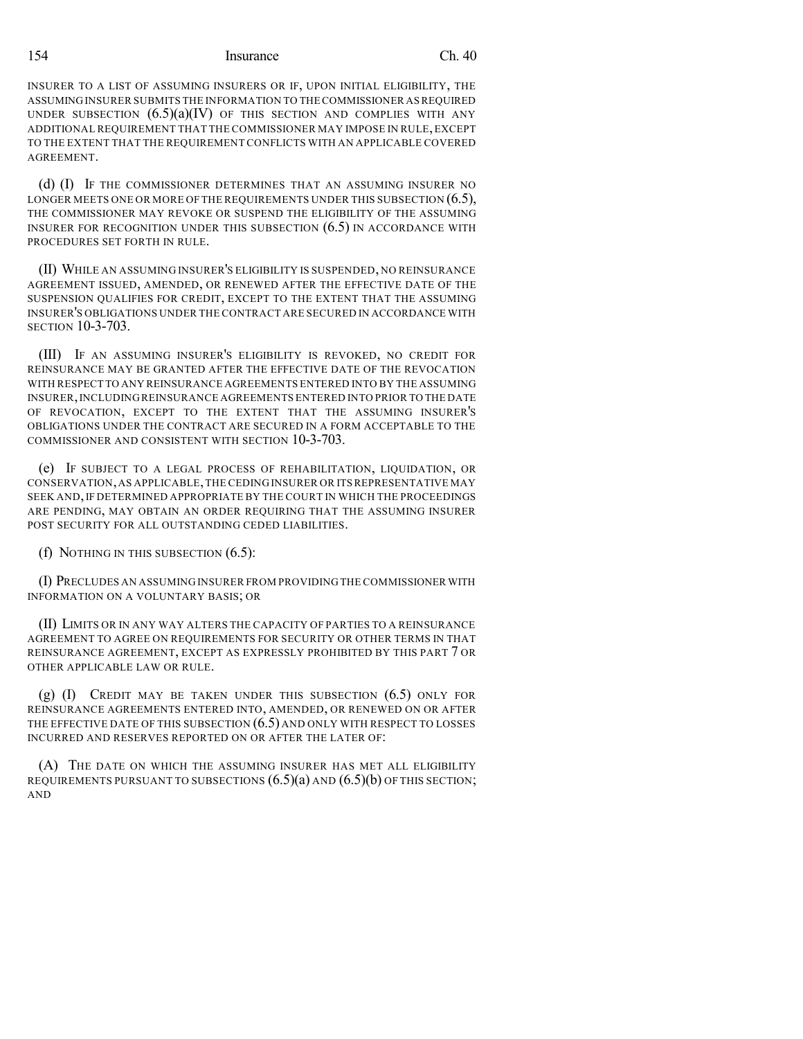INSURER TO A LIST OF ASSUMING INSURERS OR IF, UPON INITIAL ELIGIBILITY, THE ASSUMING INSURER SUBMITS THE INFORMATION TO THE COMMISSIONER AS REQUIRED UNDER SUBSECTION (6.5)(a)(IV) OF THIS SECTION AND COMPLIES WITH ANY ADDITIONAL REQUIREMENT THAT THE COMMISSIONER MAY IMPOSE IN RULE, EXCEPT TO THE EXTENT THAT THE REQUIREMENT CONFLICTS WITH AN APPLICABLE COVERED AGREEMENT.

(d) (I) IF THE COMMISSIONER DETERMINES THAT AN ASSUMING INSURER NO LONGER MEETS ONE OR MORE OF THE REQUIREMENTS UNDER THIS SUBSECTION (6.5), THE COMMISSIONER MAY REVOKE OR SUSPEND THE ELIGIBILITY OF THE ASSUMING INSURER FOR RECOGNITION UNDER THIS SUBSECTION (6.5) IN ACCORDANCE WITH PROCEDURES SET FORTH IN RULE.

(II) WHILE AN ASSUMING INSURER'S ELIGIBILITY IS SUSPENDED, NO REINSURANCE AGREEMENT ISSUED, AMENDED, OR RENEWED AFTER THE EFFECTIVE DATE OF THE SUSPENSION QUALIFIES FOR CREDIT, EXCEPT TO THE EXTENT THAT THE ASSUMING INSURER'S OBLIGATIONS UNDER THE CONTRACT ARE SECURED IN ACCORDANCE WITH SECTION 10-3-703.

(III) IF AN ASSUMING INSURER'S ELIGIBILITY IS REVOKED, NO CREDIT FOR REINSURANCE MAY BE GRANTED AFTER THE EFFECTIVE DATE OF THE REVOCATION WITH RESPECT TO ANY REINSURANCE AGREEMENTS ENTERED INTO BY THE ASSUMING INSURER, INCLUDING REINSURANCE AGREEMENTS ENTERED INTO PRIOR TO THE DATE OF REVOCATION, EXCEPT TO THE EXTENT THAT THE ASSUMING INSURER'S OBLIGATIONS UNDER THE CONTRACT ARE SECURED IN A FORM ACCEPTABLE TO THE COMMISSIONER AND CONSISTENT WITH SECTION 10-3-703.

(e) IF SUBJECT TO A LEGAL PROCESS OF REHABILITATION, LIQUIDATION, OR CONSERVATION, AS APPLICABLE, THE CEDING INSURER OR ITS REPRESENTATIVE MAY SEEK AND, IF DETERMINED APPROPRIATE BY THE COURT IN WHICH THE PROCEEDINGS ARE PENDING, MAY OBTAIN AN ORDER REQUIRING THAT THE ASSUMING INSURER POST SECURITY FOR ALL OUTSTANDING CEDED LIABILITIES.

(f) NOTHING IN THIS SUBSECTION (6.5):

(I) PRECLUDES AN ASSUMING INSURER FROM PROVIDING THE COMMISSIONER WITH INFORMATION ON A VOLUNTARY BASIS; OR

(II) LIMITS OR IN ANY WAY ALTERS THE CAPACITY OF PARTIES TO A REINSURANCE AGREEMENT TO AGREE ON REQUIREMENTS FOR SECURITY OR OTHER TERMS IN THAT REINSURANCE AGREEMENT, EXCEPT AS EXPRESSLY PROHIBITED BY THIS PART 7 OR OTHER APPLICABLE LAW OR RULE.

(g) (I) CREDIT MAY BE TAKEN UNDER THIS SUBSECTION (6.5) ONLY FOR REINSURANCE AGREEMENTS ENTERED INTO, AMENDED, OR RENEWED ON OR AFTER THE EFFECTIVE DATE OF THIS SUBSECTION (6.5) AND ONLY WITH RESPECT TO LOSSES INCURRED AND RESERVES REPORTED ON OR AFTER THE LATER OF:

(A) THE DATE ON WHICH THE ASSUMING INSURER HAS MET ALL ELIGIBILITY REQUIREMENTS PURSUANT TO SUBSECTIONS (6.5)(a) AND (6.5)(b) OF THIS SECTION; AND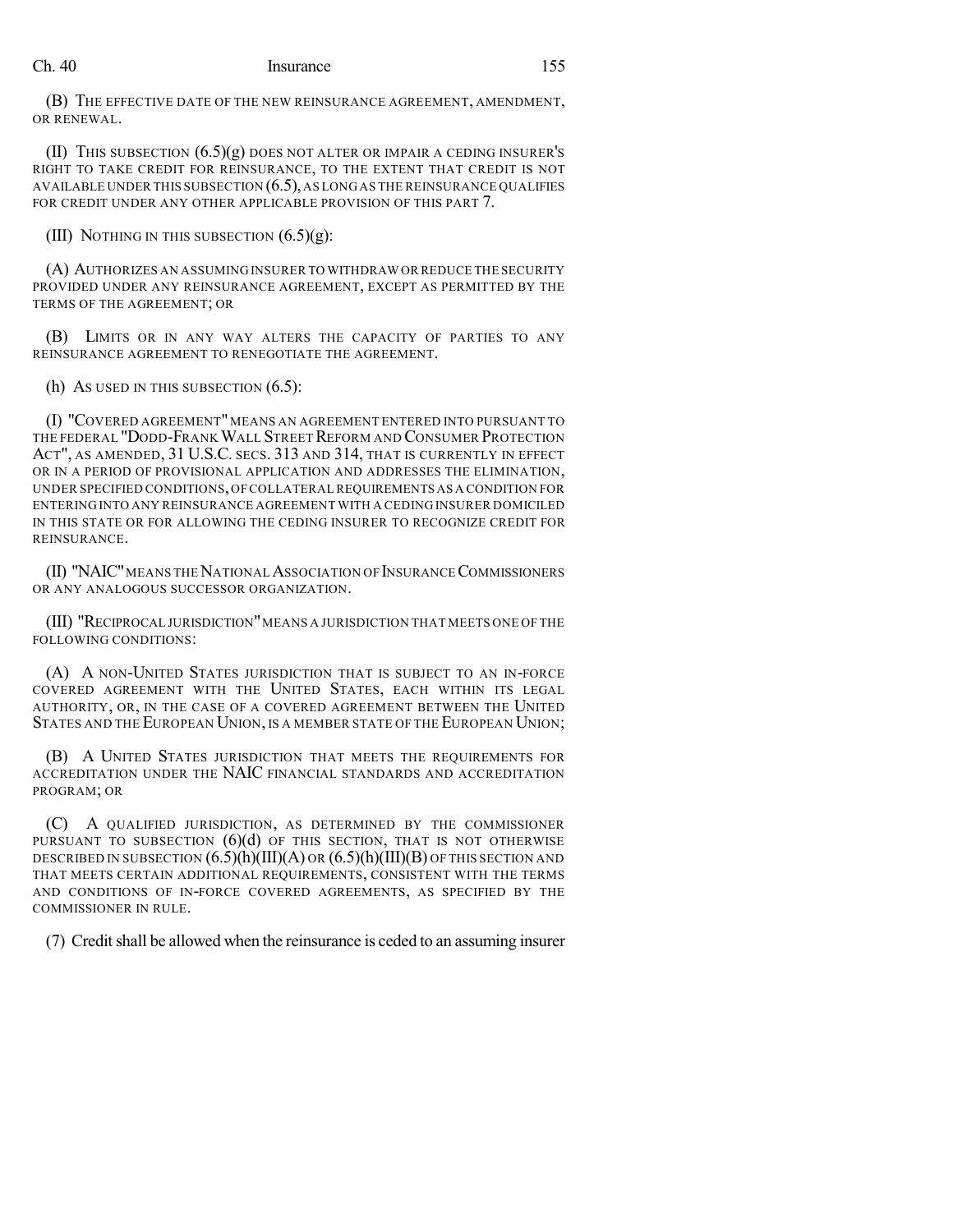(B) THE EFFECTIVE DATE OF THE NEW REINSURANCE AGREEMENT, AMENDMENT, OR RENEWAL.

(II) THIS SUBSECTION (6.5)(g) DOES NOT ALTER OR IMPAIR A CEDING INSURER'S RIGHT TO TAKE CREDIT FOR REINSURANCE, TO THE EXTENT THAT CREDIT IS NOT AVAILABLE UNDER THIS SUBSECTION (6.5), AS LONG AS THE REINSURANCE QUALIFIES FOR CREDIT UNDER ANY OTHER APPLICABLE PROVISION OF THIS PART 7.

(III) NOTHING IN THIS SUBSECTION (6.5)(g):

(A) AUTHORIZES AN ASSUMING INSURER TO WITHDRAW OR REDUCE THE SECURITY PROVIDED UNDER ANY REINSURANCE AGREEMENT, EXCEPT AS PERMITTED BY THE TERMS OF THE AGREEMENT; OR

(B) LIMITS OR IN ANY WAY ALTERS THE CAPACITY OF PARTIES TO ANY REINSURANCE AGREEMENT TO RENEGOTIATE THE AGREEMENT.

(h) AS USED IN THIS SUBSECTION (6.5):

(I) "COVERED AGREEMENT" MEANS AN AGREEMENT ENTERED INTO PURSUANT TO THE FEDERAL "DODD-FRANK WALL STREET REFORM AND CONSUMER PROTECTION ACT", AS AMENDED, 31 U.S.C. SECS. 313 AND 314, THAT IS CURRENTLY IN EFFECT OR IN A PERIOD OF PROVISIONAL APPLICATION AND ADDRESSES THE ELIMINATION, UNDER SPECIFIED CONDITIONS, OF COLLATERAL REQUIREMENTS AS A CONDITION FOR ENTERING INTO ANY REINSURANCE AGREEMENT WITH A CEDING INSURER DOMICILED IN THIS STATE OR FOR ALLOWING THE CEDING INSURER TO RECOGNIZE CREDIT FOR REINSURANCE.

(II) "NAIC" MEANS THE NATIONAL ASSOCIATION OF INSURANCE COMMISSIONERS OR ANY ANALOGOUS SUCCESSOR ORGANIZATION.

(III) "RECIPROCAL JURISDICTION" MEANS A JURISDICTION THAT MEETS ONE OF THE FOLLOWING CONDITIONS:

(A) A NON-UNITED STATES JURISDICTION THAT IS SUBJECT TO AN IN-FORCE COVERED AGREEMENT WITH THE UNITED STATES, EACH WITHIN ITS LEGAL AUTHORITY, OR, IN THE CASE OF A COVERED AGREEMENT BETWEEN THE UNITED STATES AND THE EUROPEAN UNION, IS A MEMBER STATE OF THE EUROPEAN UNION;

(B) A UNITED STATES JURISDICTION THAT MEETS THE REQUIREMENTS FOR ACCREDITATION UNDER THE NAIC FINANCIAL STANDARDS AND ACCREDITATION PROGRAM; OR

(C) A QUALIFIED JURISDICTION, AS DETERMINED BY THE COMMISSIONER PURSUANT TO SUBSECTION (6)(d) OF THIS SECTION, THAT IS NOT OTHERWISE DESCRIBED IN SUBSECTION (6.5)(h)(III)(A) OR (6.5)(h)(III)(B) OF THIS SECTION AND THAT MEETS CERTAIN ADDITIONAL REQUIREMENTS, CONSISTENT WITH THE TERMS AND CONDITIONS OF IN-FORCE COVERED AGREEMENTS, AS SPECIFIED BY THE COMMISSIONER IN RULE.

(7) Credit shall be allowed when the reinsurance is ceded to an assuming insurer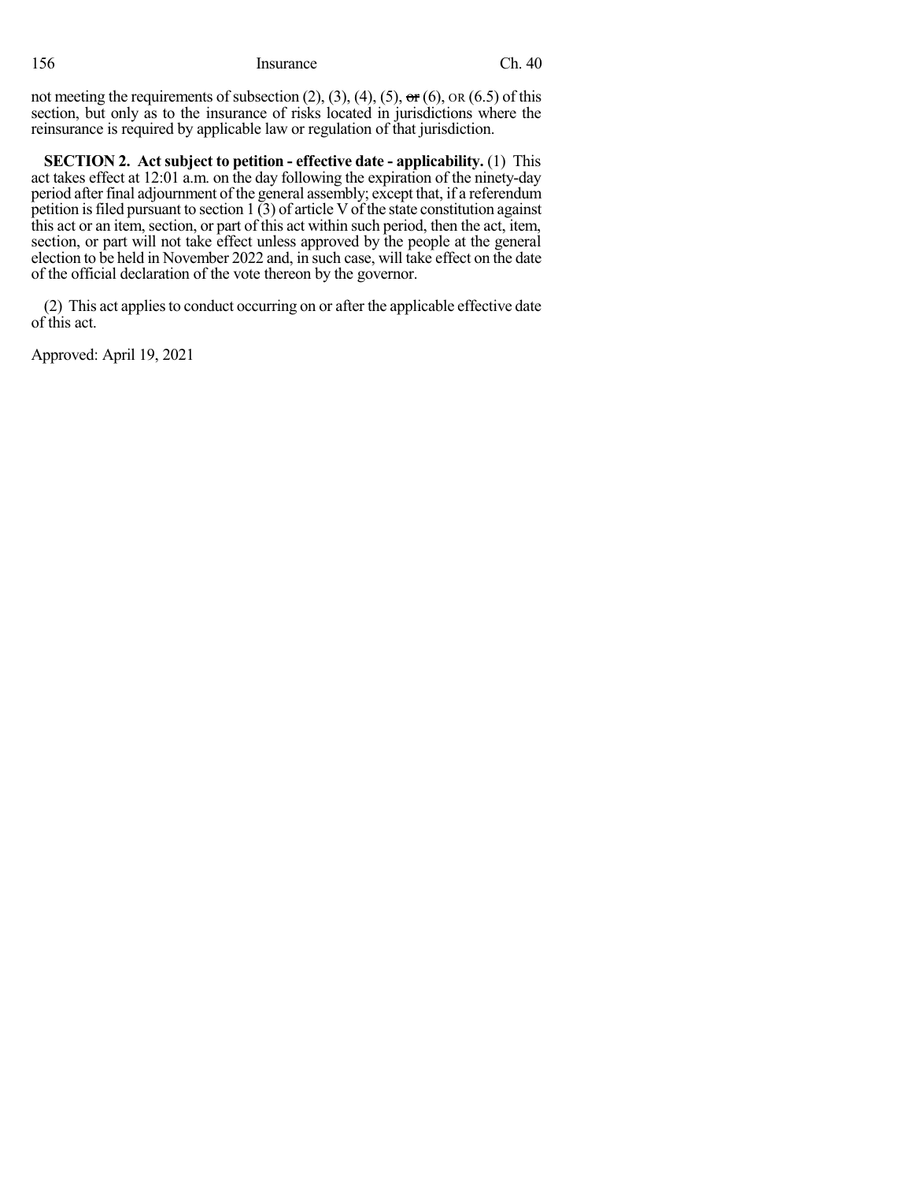not meeting the requirements of subsection (2), (3), (4), (5), ~~or~~ (6), OR (6.5) of this section, but only as to the insurance of risks located in jurisdictions where the reinsurance is required by applicable law or regulation of that jurisdiction.

**SECTION 2. Act subject to petition - effective date - applicability.** (1) This act takes effect at 12:01 a.m. on the day following the expiration of the ninety-day period after final adjournment of the general assembly; except that, if a referendum petition is filed pursuant to section 1 (3) of article V of the state constitution against this act or an item, section, or part of this act within such period, then the act, item, section, or part will not take effect unless approved by the people at the general election to be held in November 2022 and, in such case, will take effect on the date of the official declaration of the vote thereon by the governor.

(2) This act applies to conduct occurring on or after the applicable effective date of this act.

Approved: April 19, 2021